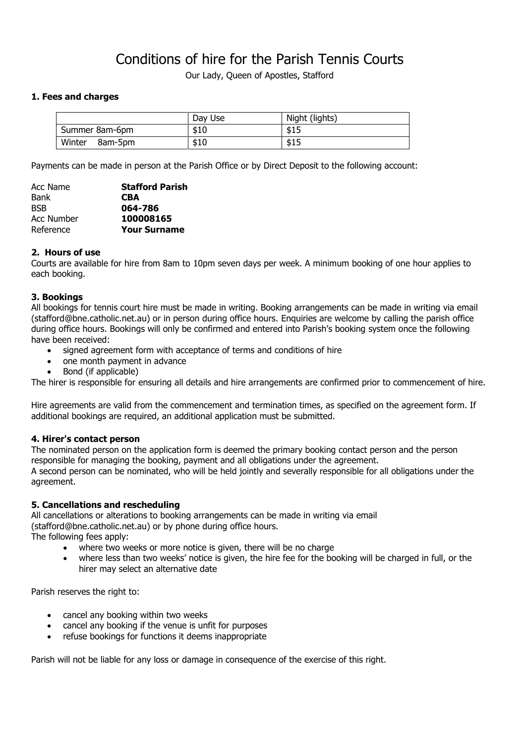# Conditions of hire for the Parish Tennis Courts

Our Lady, Queen of Apostles, Stafford

### 1. Fees and charges

| | Day Use | Night (lights) |
|---|---|---|
| Summer 8am-6pm | $10 | $15 |
| Winter 8am-5pm | $10 | $15 |

Payments can be made in person at the Parish Office or by Direct Deposit to the following account:

| | |
|---|---|
| Acc Name | **Stafford Parish** |
| Bank | **CBA** |
| BSB | **064-786** |
| Acc Number | **100008165** |
| Reference | **Your Surname** |

### 2. Hours of use

Courts are available for hire from 8am to 10pm seven days per week. A minimum booking of one hour applies to each booking.

### 3. Bookings

All bookings for tennis court hire must be made in writing. Booking arrangements can be made in writing via email (stafford@bne.catholic.net.au) or in person during office hours. Enquiries are welcome by calling the parish office during office hours. Bookings will only be confirmed and entered into Parish's booking system once the following have been received:

- signed agreement form with acceptance of terms and conditions of hire
- one month payment in advance
- Bond (if applicable)

The hirer is responsible for ensuring all details and hire arrangements are confirmed prior to commencement of hire.

Hire agreements are valid from the commencement and termination times, as specified on the agreement form. If additional bookings are required, an additional application must be submitted.

### 4. Hirer's contact person

The nominated person on the application form is deemed the primary booking contact person and the person responsible for managing the booking, payment and all obligations under the agreement.
A second person can be nominated, who will be held jointly and severally responsible for all obligations under the agreement.

### 5. Cancellations and rescheduling

All cancellations or alterations to booking arrangements can be made in writing via email (stafford@bne.catholic.net.au) or by phone during office hours.
The following fees apply:

- where two weeks or more notice is given, there will be no charge
- where less than two weeks' notice is given, the hire fee for the booking will be charged in full, or the hirer may select an alternative date

Parish reserves the right to:

- cancel any booking within two weeks
- cancel any booking if the venue is unfit for purposes
- refuse bookings for functions it deems inappropriate

Parish will not be liable for any loss or damage in consequence of the exercise of this right.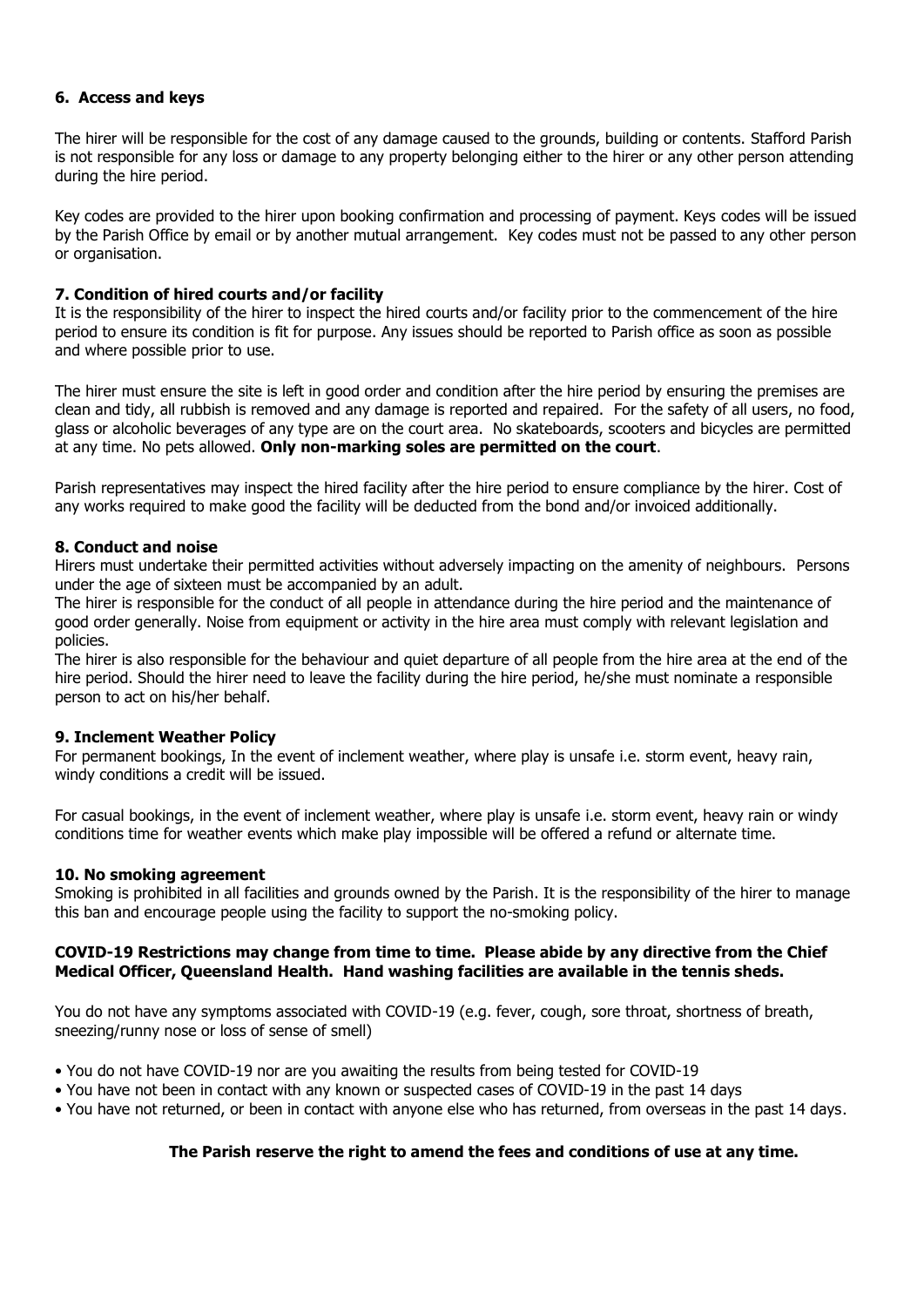### 6. Access and keys

The hirer will be responsible for the cost of any damage caused to the grounds, building or contents. Stafford Parish is not responsible for any loss or damage to any property belonging either to the hirer or any other person attending during the hire period.

Key codes are provided to the hirer upon booking confirmation and processing of payment. Keys codes will be issued by the Parish Office by email or by another mutual arrangement. Key codes must not be passed to any other person or organisation.

### 7. Condition of hired courts and/or facility

It is the responsibility of the hirer to inspect the hired courts and/or facility prior to the commencement of the hire period to ensure its condition is fit for purpose. Any issues should be reported to Parish office as soon as possible and where possible prior to use.

The hirer must ensure the site is left in good order and condition after the hire period by ensuring the premises are clean and tidy, all rubbish is removed and any damage is reported and repaired. For the safety of all users, no food, glass or alcoholic beverages of any type are on the court area. No skateboards, scooters and bicycles are permitted at any time. No pets allowed. **Only non-marking soles are permitted on the court**.

Parish representatives may inspect the hired facility after the hire period to ensure compliance by the hirer. Cost of any works required to make good the facility will be deducted from the bond and/or invoiced additionally.

### 8. Conduct and noise

Hirers must undertake their permitted activities without adversely impacting on the amenity of neighbours. Persons under the age of sixteen must be accompanied by an adult.

The hirer is responsible for the conduct of all people in attendance during the hire period and the maintenance of good order generally. Noise from equipment or activity in the hire area must comply with relevant legislation and policies.

The hirer is also responsible for the behaviour and quiet departure of all people from the hire area at the end of the hire period. Should the hirer need to leave the facility during the hire period, he/she must nominate a responsible person to act on his/her behalf.

### 9. Inclement Weather Policy

For permanent bookings, In the event of inclement weather, where play is unsafe i.e. storm event, heavy rain, windy conditions a credit will be issued.

For casual bookings, in the event of inclement weather, where play is unsafe i.e. storm event, heavy rain or windy conditions time for weather events which make play impossible will be offered a refund or alternate time.

### 10. No smoking agreement

Smoking is prohibited in all facilities and grounds owned by the Parish. It is the responsibility of the hirer to manage this ban and encourage people using the facility to support the no-smoking policy.

**COVID-19 Restrictions may change from time to time. Please abide by any directive from the Chief Medical Officer, Queensland Health. Hand washing facilities are available in the tennis sheds.**

You do not have any symptoms associated with COVID-19 (e.g. fever, cough, sore throat, shortness of breath, sneezing/runny nose or loss of sense of smell)

- You do not have COVID-19 nor are you awaiting the results from being tested for COVID-19
- You have not been in contact with any known or suspected cases of COVID-19 in the past 14 days
- You have not returned, or been in contact with anyone else who has returned, from overseas in the past 14 days.

**The Parish reserve the right to amend the fees and conditions of use at any time.**